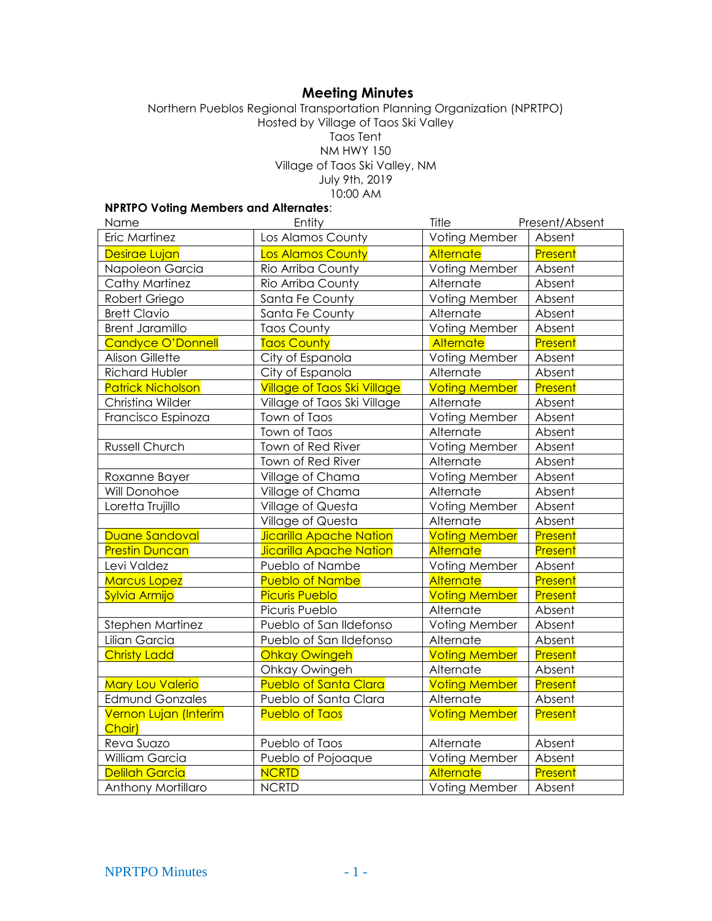# Meeting Minutes

Northern Pueblos Regional Transportation Planning Organization (NPRTPO)
Hosted by Village of Taos Ski Valley
Taos Tent
NM HWY 150
Village of Taos Ski Valley, NM
July 9th, 2019
10:00 AM

**NPRTPO Voting Members and Alternates**:

| Name | Entity | Title | Present/Absent |
|---|---|---|---|
| Eric Martinez | Los Alamos County | Voting Member | Absent |
| Desirae Lujan | Los Alamos County | Alternate | Present |
| Napoleon Garcia | Rio Arriba County | Voting Member | Absent |
| Cathy Martinez | Rio Arriba County | Alternate | Absent |
| Robert Griego | Santa Fe County | Voting Member | Absent |
| Brett Clavio | Santa Fe County | Alternate | Absent |
| Brent Jaramillo | Taos County | Voting Member | Absent |
| Candyce O'Donnell | Taos County | Alternate | Present |
| Alison Gillette | City of Espanola | Voting Member | Absent |
| Richard Hubler | City of Espanola | Alternate | Absent |
| Patrick Nicholson | Village of Taos Ski Village | Voting Member | Present |
| Christina Wilder | Village of Taos Ski Village | Alternate | Absent |
| Francisco Espinoza | Town of Taos | Voting Member | Absent |
| | Town of Taos | Alternate | Absent |
| Russell Church | Town of Red River | Voting Member | Absent |
| | Town of Red River | Alternate | Absent |
| Roxanne Bayer | Village of Chama | Voting Member | Absent |
| Will Donohoe | Village of Chama | Alternate | Absent |
| Loretta Trujillo | Village of Questa | Voting Member | Absent |
| | Village of Questa | Alternate | Absent |
| Duane Sandoval | Jicarilla Apache Nation | Voting Member | Present |
| Prestin Duncan | Jicarilla Apache Nation | Alternate | Present |
| Levi Valdez | Pueblo of Nambe | Voting Member | Absent |
| Marcus Lopez | Pueblo of Nambe | Alternate | Present |
| Sylvia Armijo | Picuris Pueblo | Voting Member | Present |
| | Picuris Pueblo | Alternate | Absent |
| Stephen Martinez | Pueblo of San Ildefonso | Voting Member | Absent |
| Lilian Garcia | Pueblo of San Ildefonso | Alternate | Absent |
| Christy Ladd | Ohkay Owingeh | Voting Member | Present |
| | Ohkay Owingeh | Alternate | Absent |
| Mary Lou Valerio | Pueblo of Santa Clara | Voting Member | Present |
| Edmund Gonzales | Pueblo of Santa Clara | Alternate | Absent |
| Vernon Lujan (Interim Chair) | Pueblo of Taos | Voting Member | Present |
| Reva Suazo | Pueblo of Taos | Alternate | Absent |
| William Garcia | Pueblo of Pojoaque | Voting Member | Absent |
| Delilah Garcia | NCRTD | Alternate | Present |
| Anthony Mortillaro | NCRTD | Voting Member | Absent |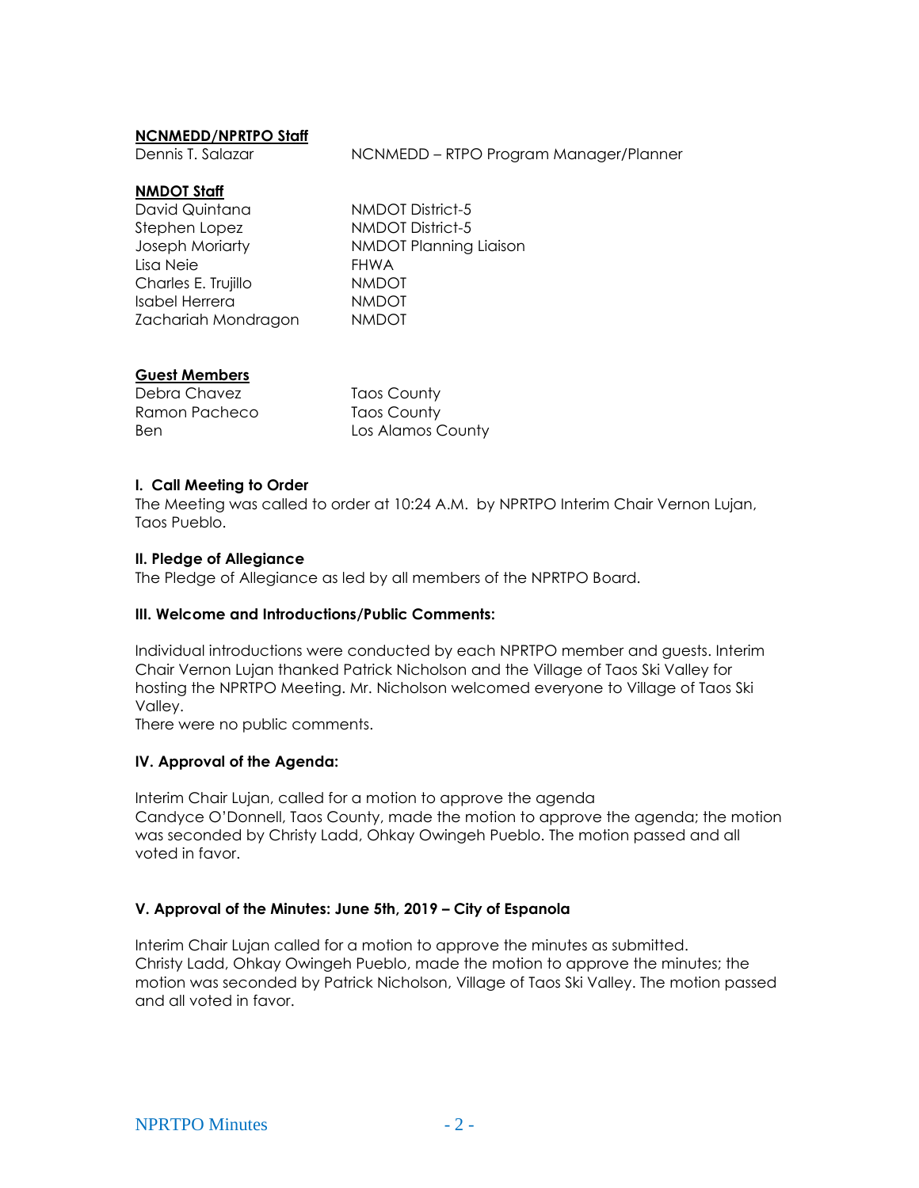**NCNMEDD/NPRTPO Staff**

| | |
|---|---|
| Dennis T. Salazar | NCNMEDD – RTPO Program Manager/Planner |

**NMDOT Staff**

| | |
|---|---|
| David Quintana | NMDOT District-5 |
| Stephen Lopez | NMDOT District-5 |
| Joseph Moriarty | NMDOT Planning Liaison |
| Lisa Neie | FHWA |
| Charles E. Trujillo | NMDOT |
| Isabel Herrera | NMDOT |
| Zachariah Mondragon | NMDOT |

**Guest Members**

| | |
|---|---|
| Debra Chavez | Taos County |
| Ramon Pacheco | Taos County |
| Ben | Los Alamos County |

**I. Call Meeting to Order**

The Meeting was called to order at 10:24 A.M. by NPRTPO Interim Chair Vernon Lujan, Taos Pueblo.

**II. Pledge of Allegiance**

The Pledge of Allegiance as led by all members of the NPRTPO Board.

**III. Welcome and Introductions/Public Comments:**

Individual introductions were conducted by each NPRTPO member and guests. Interim Chair Vernon Lujan thanked Patrick Nicholson and the Village of Taos Ski Valley for hosting the NPRTPO Meeting. Mr. Nicholson welcomed everyone to Village of Taos Ski Valley.
There were no public comments.

**IV. Approval of the Agenda:**

Interim Chair Lujan, called for a motion to approve the agenda
Candyce O'Donnell, Taos County, made the motion to approve the agenda; the motion was seconded by Christy Ladd, Ohkay Owingeh Pueblo. The motion passed and all voted in favor.

**V. Approval of the Minutes: June 5th, 2019 – City of Espanola**

Interim Chair Lujan called for a motion to approve the minutes as submitted.
Christy Ladd, Ohkay Owingeh Pueblo, made the motion to approve the minutes; the motion was seconded by Patrick Nicholson, Village of Taos Ski Valley. The motion passed and all voted in favor.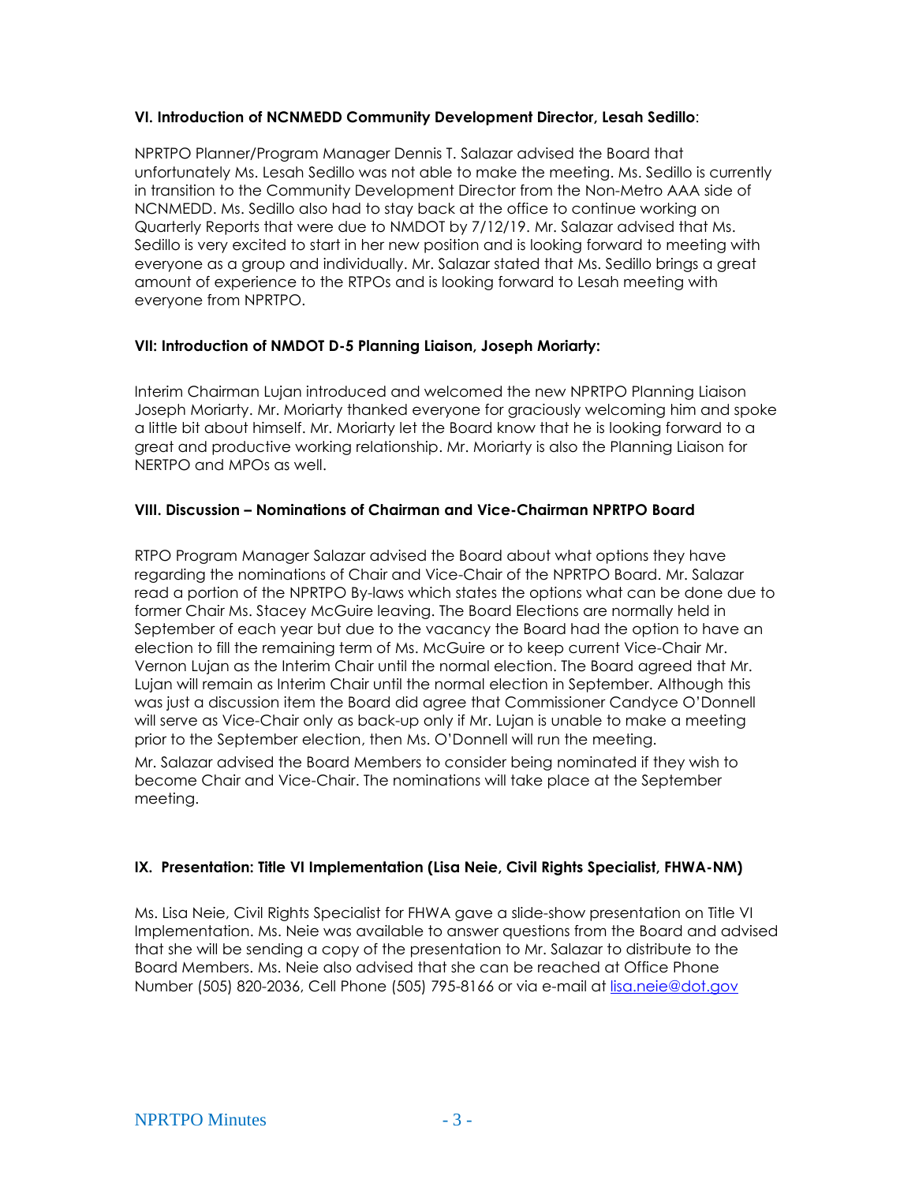**VI. Introduction of NCNMEDD Community Development Director, Lesah Sedillo**:

NPRTPO Planner/Program Manager Dennis T. Salazar advised the Board that unfortunately Ms. Lesah Sedillo was not able to make the meeting. Ms. Sedillo is currently in transition to the Community Development Director from the Non-Metro AAA side of NCNMEDD. Ms. Sedillo also had to stay back at the office to continue working on Quarterly Reports that were due to NMDOT by 7/12/19. Mr. Salazar advised that Ms. Sedillo is very excited to start in her new position and is looking forward to meeting with everyone as a group and individually. Mr. Salazar stated that Ms. Sedillo brings a great amount of experience to the RTPOs and is looking forward to Lesah meeting with everyone from NPRTPO.

**VII: Introduction of NMDOT D-5 Planning Liaison, Joseph Moriarty:**

Interim Chairman Lujan introduced and welcomed the new NPRTPO Planning Liaison Joseph Moriarty. Mr. Moriarty thanked everyone for graciously welcoming him and spoke a little bit about himself. Mr. Moriarty let the Board know that he is looking forward to a great and productive working relationship. Mr. Moriarty is also the Planning Liaison for NERTPO and MPOs as well.

**VIII. Discussion – Nominations of Chairman and Vice-Chairman NPRTPO Board**

RTPO Program Manager Salazar advised the Board about what options they have regarding the nominations of Chair and Vice-Chair of the NPRTPO Board. Mr. Salazar read a portion of the NPRTPO By-laws which states the options what can be done due to former Chair Ms. Stacey McGuire leaving. The Board Elections are normally held in September of each year but due to the vacancy the Board had the option to have an election to fill the remaining term of Ms. McGuire or to keep current Vice-Chair Mr. Vernon Lujan as the Interim Chair until the normal election. The Board agreed that Mr. Lujan will remain as Interim Chair until the normal election in September. Although this was just a discussion item the Board did agree that Commissioner Candyce O'Donnell will serve as Vice-Chair only as back-up only if Mr. Lujan is unable to make a meeting prior to the September election, then Ms. O'Donnell will run the meeting.

Mr. Salazar advised the Board Members to consider being nominated if they wish to become Chair and Vice-Chair. The nominations will take place at the September meeting.

**IX. Presentation: Title VI Implementation (Lisa Neie, Civil Rights Specialist, FHWA-NM)**

Ms. Lisa Neie, Civil Rights Specialist for FHWA gave a slide-show presentation on Title VI Implementation. Ms. Neie was available to answer questions from the Board and advised that she will be sending a copy of the presentation to Mr. Salazar to distribute to the Board Members. Ms. Neie also advised that she can be reached at Office Phone Number (505) 820-2036, Cell Phone (505) 795-8166 or via e-mail at lisa.neie@dot.gov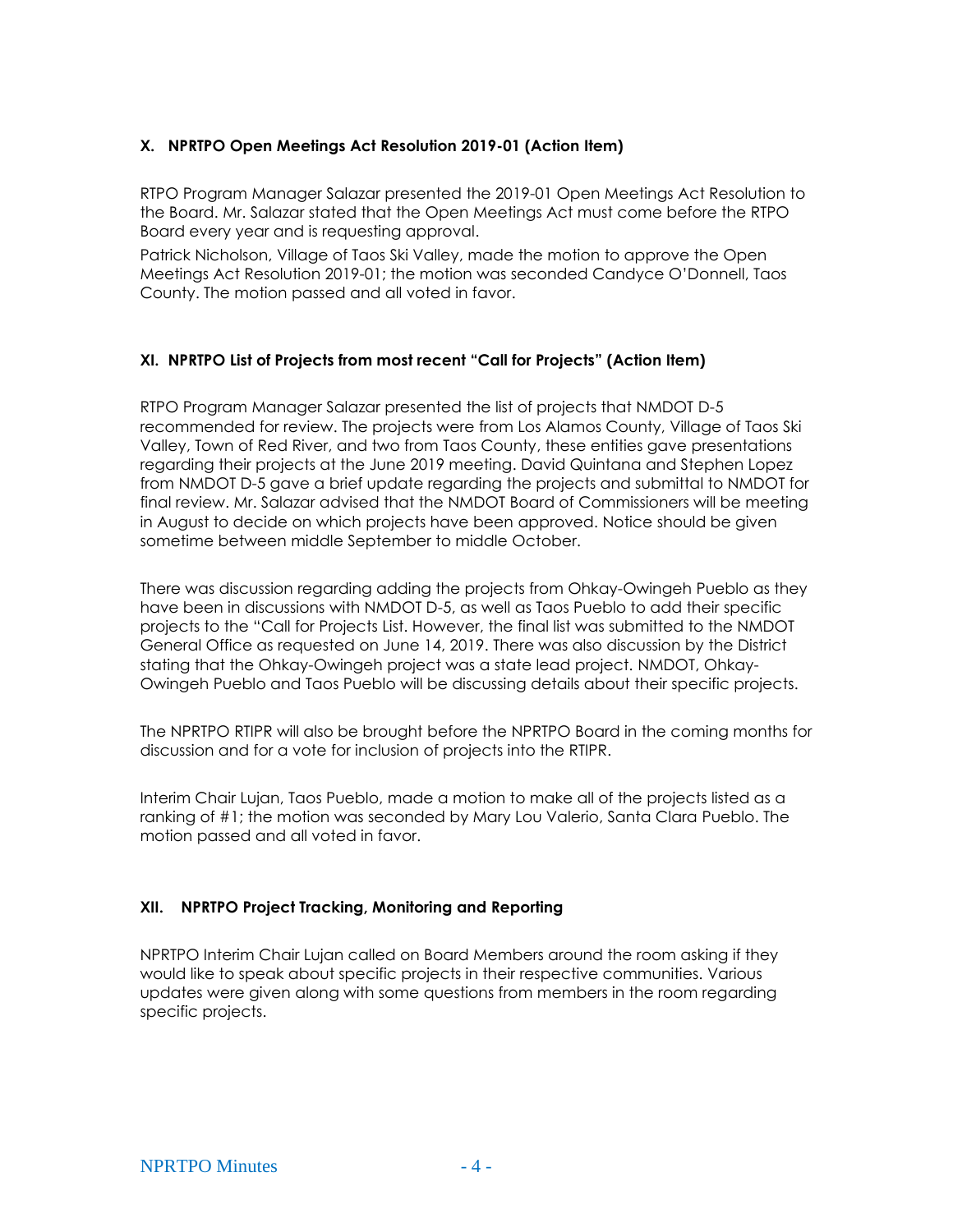### X. NPRTPO Open Meetings Act Resolution 2019-01 (Action Item)

RTPO Program Manager Salazar presented the 2019-01 Open Meetings Act Resolution to the Board. Mr. Salazar stated that the Open Meetings Act must come before the RTPO Board every year and is requesting approval.

Patrick Nicholson, Village of Taos Ski Valley, made the motion to approve the Open Meetings Act Resolution 2019-01; the motion was seconded Candyce O'Donnell, Taos County. The motion passed and all voted in favor.

### XI. NPRTPO List of Projects from most recent "Call for Projects" (Action Item)

RTPO Program Manager Salazar presented the list of projects that NMDOT D-5 recommended for review. The projects were from Los Alamos County, Village of Taos Ski Valley, Town of Red River, and two from Taos County, these entities gave presentations regarding their projects at the June 2019 meeting. David Quintana and Stephen Lopez from NMDOT D-5 gave a brief update regarding the projects and submittal to NMDOT for final review. Mr. Salazar advised that the NMDOT Board of Commissioners will be meeting in August to decide on which projects have been approved. Notice should be given sometime between middle September to middle October.

There was discussion regarding adding the projects from Ohkay-Owingeh Pueblo as they have been in discussions with NMDOT D-5, as well as Taos Pueblo to add their specific projects to the "Call for Projects List. However, the final list was submitted to the NMDOT General Office as requested on June 14, 2019. There was also discussion by the District stating that the Ohkay-Owingeh project was a state lead project. NMDOT, Ohkay-Owingeh Pueblo and Taos Pueblo will be discussing details about their specific projects.

The NPRTPO RTIPR will also be brought before the NPRTPO Board in the coming months for discussion and for a vote for inclusion of projects into the RTIPR.

Interim Chair Lujan, Taos Pueblo, made a motion to make all of the projects listed as a ranking of #1; the motion was seconded by Mary Lou Valerio, Santa Clara Pueblo. The motion passed and all voted in favor.

### XII. NPRTPO Project Tracking, Monitoring and Reporting

NPRTPO Interim Chair Lujan called on Board Members around the room asking if they would like to speak about specific projects in their respective communities. Various updates were given along with some questions from members in the room regarding specific projects.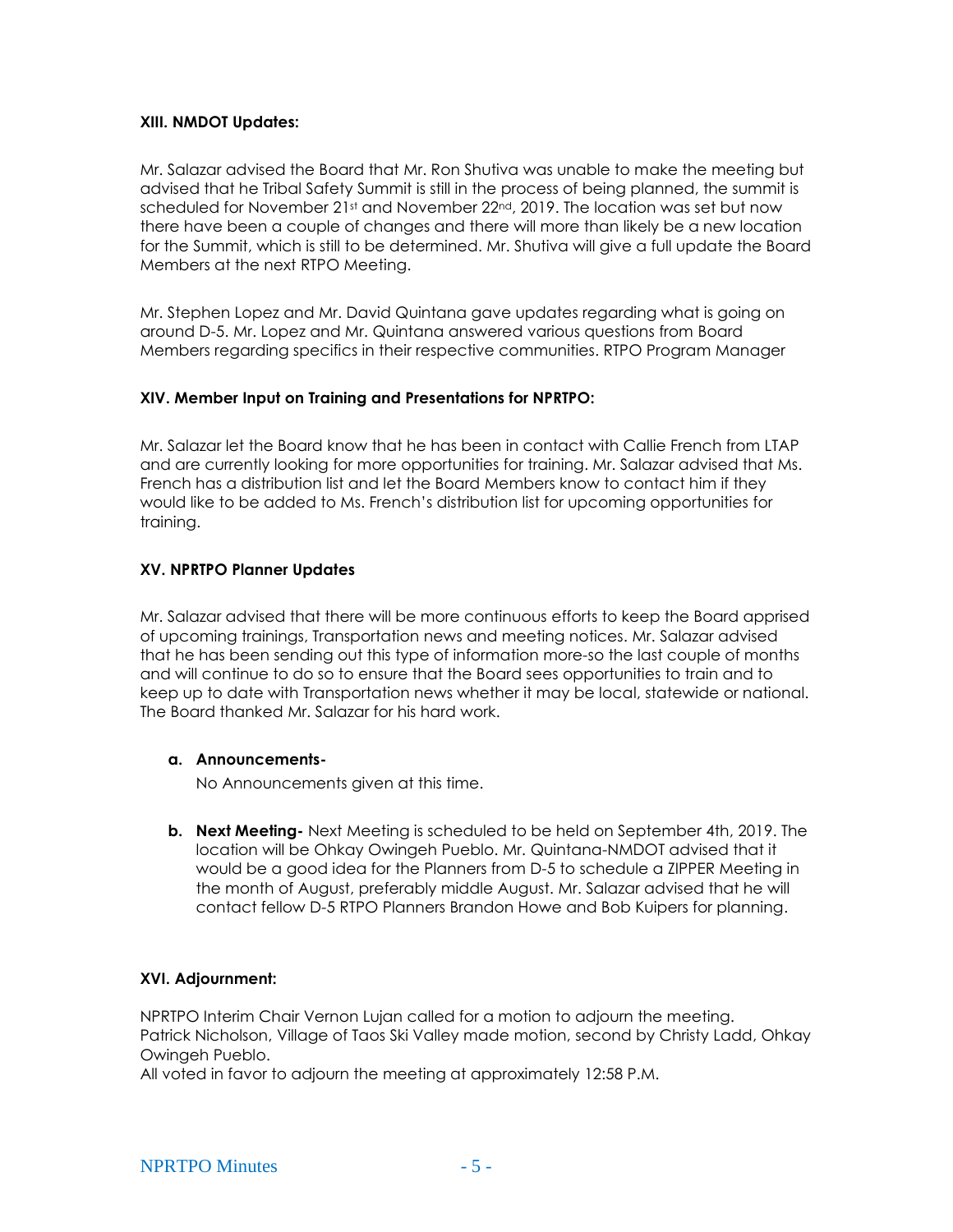**XIII. NMDOT Updates:**

Mr. Salazar advised the Board that Mr. Ron Shutiva was unable to make the meeting but advised that he Tribal Safety Summit is still in the process of being planned, the summit is scheduled for November 21st and November 22nd, 2019. The location was set but now there have been a couple of changes and there will more than likely be a new location for the Summit, which is still to be determined. Mr. Shutiva will give a full update the Board Members at the next RTPO Meeting.

Mr. Stephen Lopez and Mr. David Quintana gave updates regarding what is going on around D-5. Mr. Lopez and Mr. Quintana answered various questions from Board Members regarding specifics in their respective communities. RTPO Program Manager

**XIV. Member Input on Training and Presentations for NPRTPO:**

Mr. Salazar let the Board know that he has been in contact with Callie French from LTAP and are currently looking for more opportunities for training. Mr. Salazar advised that Ms. French has a distribution list and let the Board Members know to contact him if they would like to be added to Ms. French's distribution list for upcoming opportunities for training.

**XV. NPRTPO Planner Updates**

Mr. Salazar advised that there will be more continuous efforts to keep the Board apprised of upcoming trainings, Transportation news and meeting notices. Mr. Salazar advised that he has been sending out this type of information more-so the last couple of months and will continue to do so to ensure that the Board sees opportunities to train and to keep up to date with Transportation news whether it may be local, statewide or national. The Board thanked Mr. Salazar for his hard work.

**a. Announcements-**

No Announcements given at this time.

**b. Next Meeting-** Next Meeting is scheduled to be held on September 4th, 2019. The location will be Ohkay Owingeh Pueblo. Mr. Quintana-NMDOT advised that it would be a good idea for the Planners from D-5 to schedule a ZIPPER Meeting in the month of August, preferably middle August. Mr. Salazar advised that he will contact fellow D-5 RTPO Planners Brandon Howe and Bob Kuipers for planning.

**XVI. Adjournment:**

NPRTPO Interim Chair Vernon Lujan called for a motion to adjourn the meeting. Patrick Nicholson, Village of Taos Ski Valley made motion, second by Christy Ladd, Ohkay Owingeh Pueblo.
All voted in favor to adjourn the meeting at approximately 12:58 P.M.